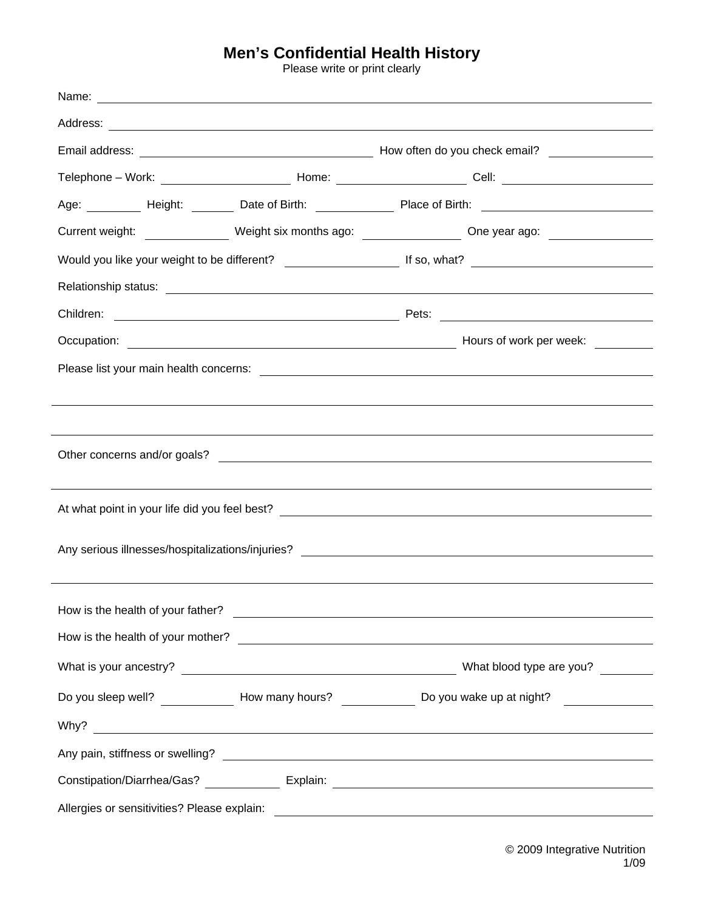# Men's Confidential Health History

Please write or print clearly

Name: ____________________

Address: ____________________

Email address: ____________________ How often do you check email? ____________________

Telephone – Work: ____________________ Home: ____________________ Cell: ____________________

Age: __________ Height: __________ Date of Birth: __________ Place of Birth: ____________________

Current weight: __________ Weight six months ago: __________ One year ago: __________

Would you like your weight to be different? __________ If so, what? ____________________

Relationship status: ____________________

Children: ____________________ Pets: ____________________

Occupation: ____________________ Hours of work per week: __________

Please list your main health concerns: ____________________

____________________

____________________

Other concerns and/or goals? ____________________

____________________

At what point in your life did you feel best? ____________________

Any serious illnesses/hospitalizations/injuries? ____________________

____________________

How is the health of your father? ____________________

How is the health of your mother? ____________________

What is your ancestry? ____________________ What blood type are you? __________

Do you sleep well? __________ How many hours? __________ Do you wake up at night? __________

Why? ____________________

Any pain, stiffness or swelling? ____________________

Constipation/Diarrhea/Gas? __________ Explain: ____________________

Allergies or sensitivities? Please explain: ____________________

© 2009 Integrative Nutrition
1/09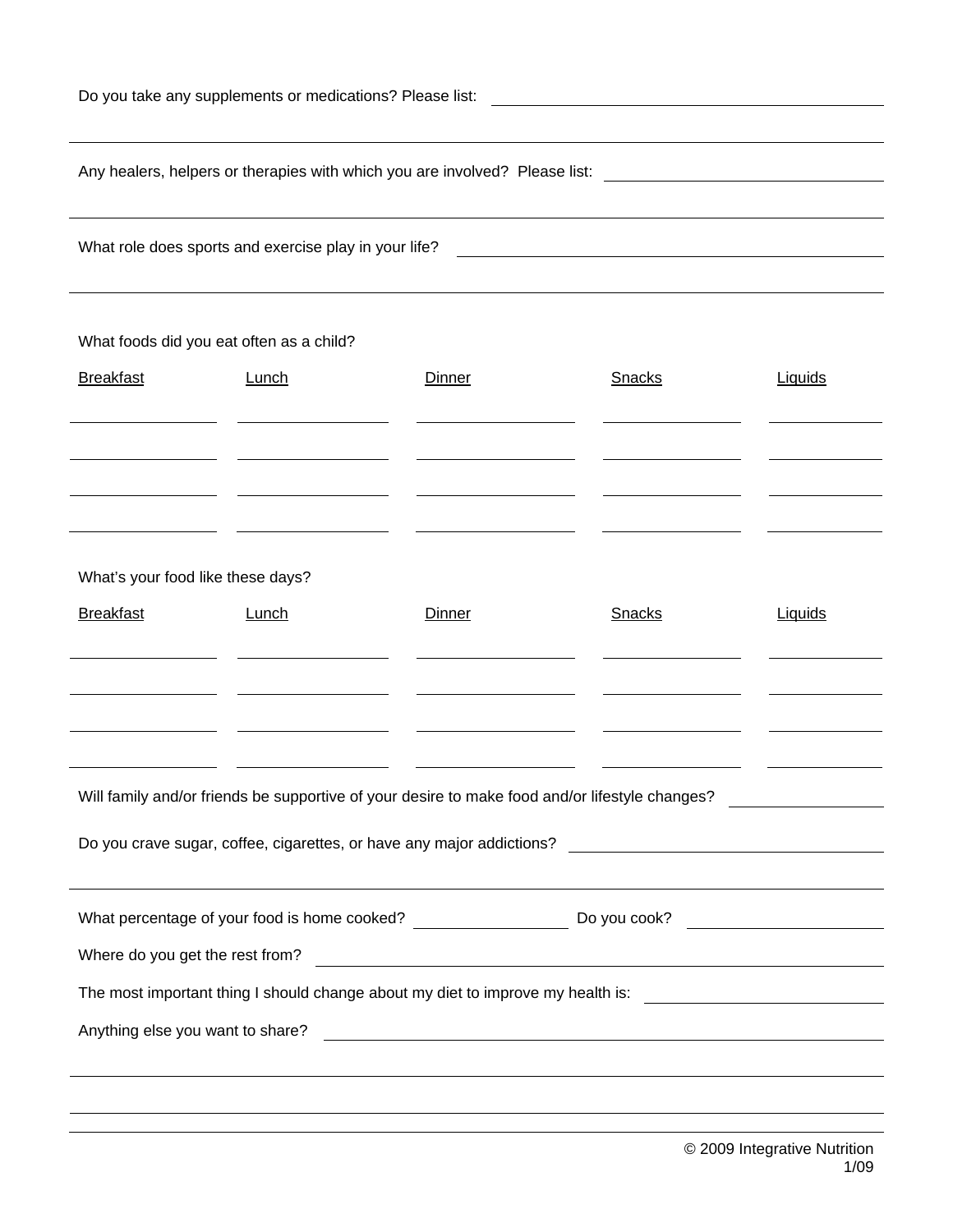Do you take any supplements or medications? Please list: \_\_\_\_\_\_\_\_\_\_\_\_\_\_\_\_\_\_\_\_\_\_\_\_\_\_\_\_

Any healers, helpers or therapies with which you are involved? Please list: \_\_\_\_\_\_\_\_\_\_\_\_\_\_\_\_\_\_\_\_

What role does sports and exercise play in your life? \_\_\_\_\_\_\_\_\_\_\_\_\_\_\_\_\_\_\_\_\_\_\_\_\_\_\_\_

What foods did you eat often as a child?

| Breakfast | Lunch | Dinner | Snacks | Liquids |
|---|---|---|---|---|
| | | | | |
| | | | | |
| | | | | |
| | | | | |

What's your food like these days?

| Breakfast | Lunch | Dinner | Snacks | Liquids |
|---|---|---|---|---|
| | | | | |
| | | | | |
| | | | | |
| | | | | |

Will family and/or friends be supportive of your desire to make food and/or lifestyle changes? \_\_\_\_\_\_\_\_\_\_

Do you crave sugar, coffee, cigarettes, or have any major addictions? \_\_\_\_\_\_\_\_\_\_\_\_\_\_\_\_\_\_\_\_

What percentage of your food is home cooked? \_\_\_\_\_\_\_\_\_\_ Do you cook? \_\_\_\_\_\_\_\_\_\_

Where do you get the rest from? \_\_\_\_\_\_\_\_\_\_\_\_\_\_\_\_\_\_\_\_\_\_\_\_\_\_\_\_

The most important thing I should change about my diet to improve my health is: \_\_\_\_\_\_\_\_\_\_\_\_\_\_\_\_

Anything else you want to share? \_\_\_\_\_\_\_\_\_\_\_\_\_\_\_\_\_\_\_\_\_\_\_\_\_\_\_\_

© 2009 Integrative Nutrition
1/09